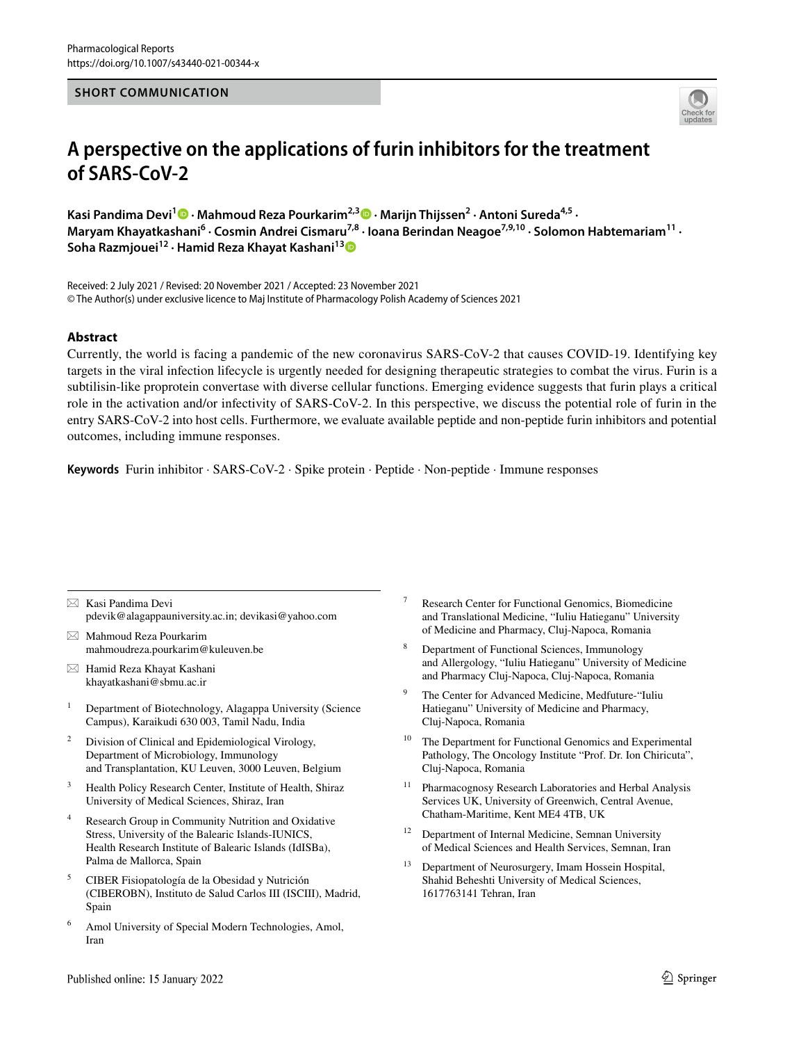SHORT COMMUNICATION

# A perspective on the applications of furin inhibitors for the treatment of SARS-CoV-2

**Kasi Pandima Devi[1] · Mahmoud Reza Pourkarim[2,3] · Marijn Thijssen[2] · Antoni Sureda[4,5] · Maryam Khayatkashani[6] · Cosmin Andrei Cismaru[7,8] · Ioana Berindan Neagoe[7,9,10] · Solomon Habtemariam[11] · Soha Razmjouei[12] · Hamid Reza Khayat Kashani[13]**

Received: 2 July 2021 / Revised: 20 November 2021 / Accepted: 23 November 2021
© The Author(s) under exclusive licence to Maj Institute of Pharmacology Polish Academy of Sciences 2021

## Abstract

Currently, the world is facing a pandemic of the new coronavirus SARS-CoV-2 that causes COVID-19. Identifying key targets in the viral infection lifecycle is urgently needed for designing therapeutic strategies to combat the virus. Furin is a subtilisin-like proprotein convertase with diverse cellular functions. Emerging evidence suggests that furin plays a critical role in the activation and/or infectivity of SARS-CoV-2. In this perspective, we discuss the potential role of furin in the entry SARS-CoV-2 into host cells. Furthermore, we evaluate available peptide and non-peptide furin inhibitors and potential outcomes, including immune responses.

**Keywords** Furin inhibitor · SARS-CoV-2 · Spike protein · Peptide · Non-peptide · Immune responses

✉ Kasi Pandima Devi
pdevik@alagappauniversity.ac.in; devikasi@yahoo.com

✉ Mahmoud Reza Pourkarim
mahmoudreza.pourkarim@kuleuven.be

✉ Hamid Reza Khayat Kashani
khayatkashani@sbmu.ac.ir

[1] Department of Biotechnology, Alagappa University (Science Campus), Karaikudi 630 003, Tamil Nadu, India

[2] Division of Clinical and Epidemiological Virology, Department of Microbiology, Immunology and Transplantation, KU Leuven, 3000 Leuven, Belgium

[3] Health Policy Research Center, Institute of Health, Shiraz University of Medical Sciences, Shiraz, Iran

[4] Research Group in Community Nutrition and Oxidative Stress, University of the Balearic Islands-IUNICS, Health Research Institute of Balearic Islands (IdISBa), Palma de Mallorca, Spain

[5] CIBER Fisiopatología de la Obesidad y Nutrición (CIBEROBN), Instituto de Salud Carlos III (ISCIII), Madrid, Spain

[6] Amol University of Special Modern Technologies, Amol, Iran

[7] Research Center for Functional Genomics, Biomedicine and Translational Medicine, "Iuliu Hatieganu" University of Medicine and Pharmacy, Cluj-Napoca, Romania

[8] Department of Functional Sciences, Immunology and Allergology, "Iuliu Hatieganu" University of Medicine and Pharmacy Cluj-Napoca, Cluj-Napoca, Romania

[9] The Center for Advanced Medicine, Medfuture-"Iuliu Hatieganu" University of Medicine and Pharmacy, Cluj-Napoca, Romania

[10] The Department for Functional Genomics and Experimental Pathology, The Oncology Institute "Prof. Dr. Ion Chiricuta", Cluj-Napoca, Romania

[11] Pharmacognosy Research Laboratories and Herbal Analysis Services UK, University of Greenwich, Central Avenue, Chatham-Maritime, Kent ME4 4TB, UK

[12] Department of Internal Medicine, Semnan University of Medical Sciences and Health Services, Semnan, Iran

[13] Department of Neurosurgery, Imam Hossein Hospital, Shahid Beheshti University of Medical Sciences, 1617763141 Tehran, Iran

Published online: 15 January 2022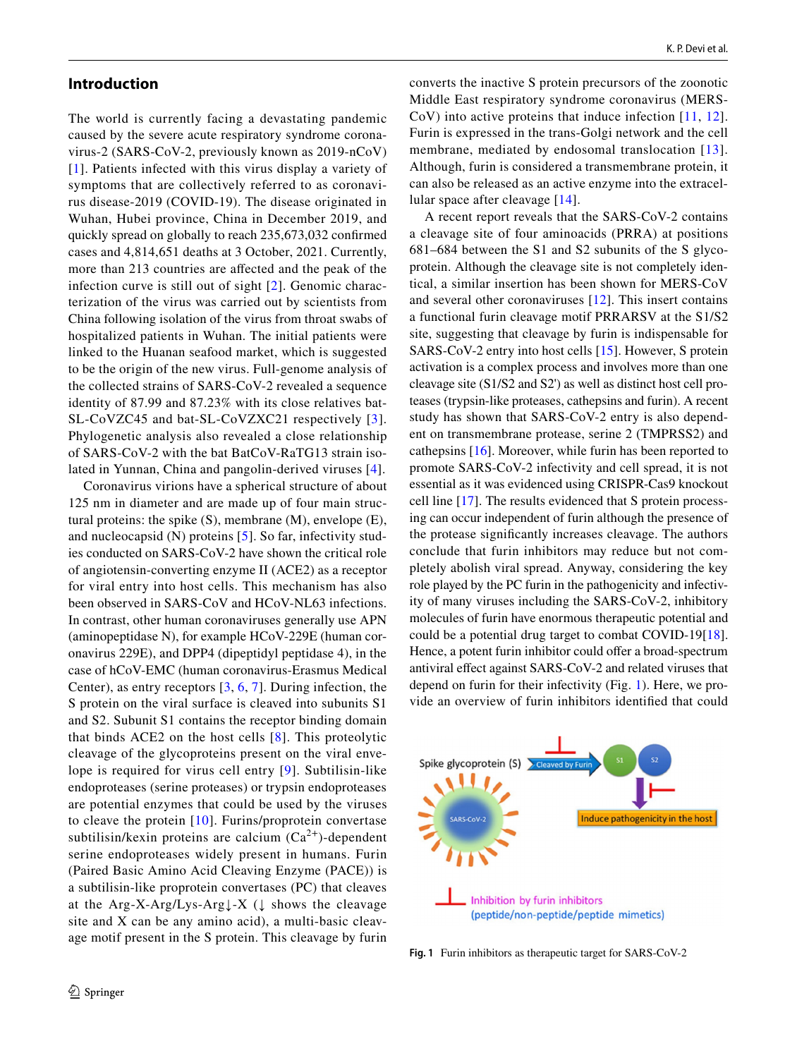## Introduction

The world is currently facing a devastating pandemic caused by the severe acute respiratory syndrome coronavirus-2 (SARS-CoV-2, previously known as 2019-nCoV) [1]. Patients infected with this virus display a variety of symptoms that are collectively referred to as coronavirus disease-2019 (COVID-19). The disease originated in Wuhan, Hubei province, China in December 2019, and quickly spread on globally to reach 235,673,032 confirmed cases and 4,814,651 deaths at 3 October, 2021. Currently, more than 213 countries are affected and the peak of the infection curve is still out of sight [2]. Genomic characterization of the virus was carried out by scientists from China following isolation of the virus from throat swabs of hospitalized patients in Wuhan. The initial patients were linked to the Huanan seafood market, which is suggested to be the origin of the new virus. Full-genome analysis of the collected strains of SARS-CoV-2 revealed a sequence identity of 87.99 and 87.23% with its close relatives bat-SL-CoVZC45 and bat-SL-CoVZXC21 respectively [3]. Phylogenetic analysis also revealed a close relationship of SARS-CoV-2 with the bat BatCoV-RaTG13 strain isolated in Yunnan, China and pangolin-derived viruses [4].

Coronavirus virions have a spherical structure of about 125 nm in diameter and are made up of four main structural proteins: the spike (S), membrane (M), envelope (E), and nucleocapsid (N) proteins [5]. So far, infectivity studies conducted on SARS-CoV-2 have shown the critical role of angiotensin-converting enzyme II (ACE2) as a receptor for viral entry into host cells. This mechanism has also been observed in SARS-CoV and HCoV-NL63 infections. In contrast, other human coronaviruses generally use APN (aminopeptidase N), for example HCoV-229E (human coronavirus 229E), and DPP4 (dipeptidyl peptidase 4), in the case of hCoV-EMC (human coronavirus-Erasmus Medical Center), as entry receptors [3, 6, 7]. During infection, the S protein on the viral surface is cleaved into subunits S1 and S2. Subunit S1 contains the receptor binding domain that binds ACE2 on the host cells [8]. This proteolytic cleavage of the glycoproteins present on the viral envelope is required for virus cell entry [9]. Subtilisin-like endoproteases (serine proteases) or trypsin endoproteases are potential enzymes that could be used by the viruses to cleave the protein [10]. Furins/proprotein convertase subtilisin/kexin proteins are calcium ($Ca^{2+}$)-dependent serine endoproteases widely present in humans. Furin (Paired Basic Amino Acid Cleaving Enzyme (PACE)) is a subtilisin-like proprotein convertases (PC) that cleaves at the Arg-X-Arg/Lys-Arg↓-X (↓ shows the cleavage site and X can be any amino acid), a multi-basic cleavage motif present in the S protein. This cleavage by furin converts the inactive S protein precursors of the zoonotic Middle East respiratory syndrome coronavirus (MERS-CoV) into active proteins that induce infection [11, 12]. Furin is expressed in the trans-Golgi network and the cell membrane, mediated by endosomal translocation [13]. Although, furin is considered a transmembrane protein, it can also be released as an active enzyme into the extracellular space after cleavage [14].

A recent report reveals that the SARS-CoV-2 contains a cleavage site of four aminoacids (PRRA) at positions 681–684 between the S1 and S2 subunits of the S glycoprotein. Although the cleavage site is not completely identical, a similar insertion has been shown for MERS-CoV and several other coronaviruses [12]. This insert contains a functional furin cleavage motif PRRARSV at the S1/S2 site, suggesting that cleavage by furin is indispensable for SARS-CoV-2 entry into host cells [15]. However, S protein activation is a complex process and involves more than one cleavage site (S1/S2 and S2') as well as distinct host cell proteases (trypsin-like proteases, cathepsins and furin). A recent study has shown that SARS-CoV-2 entry is also dependent on transmembrane protease, serine 2 (TMPRSS2) and cathepsins [16]. Moreover, while furin has been reported to promote SARS-CoV-2 infectivity and cell spread, it is not essential as it was evidenced using CRISPR-Cas9 knockout cell line [17]. The results evidenced that S protein processing can occur independent of furin although the presence of the protease significantly increases cleavage. The authors conclude that furin inhibitors may reduce but not completely abolish viral spread. Anyway, considering the key role played by the PC furin in the pathogenicity and infectivity of many viruses including the SARS-CoV-2, inhibitory molecules of furin have enormous therapeutic potential and could be a potential drug target to combat COVID-19[18]. Hence, a potent furin inhibitor could offer a broad-spectrum antiviral effect against SARS-CoV-2 and related viruses that depend on furin for their infectivity (Fig. 1). Here, we provide an overview of furin inhibitors identified that could

**Fig. 1** Furin inhibitors as therapeutic target for SARS-CoV-2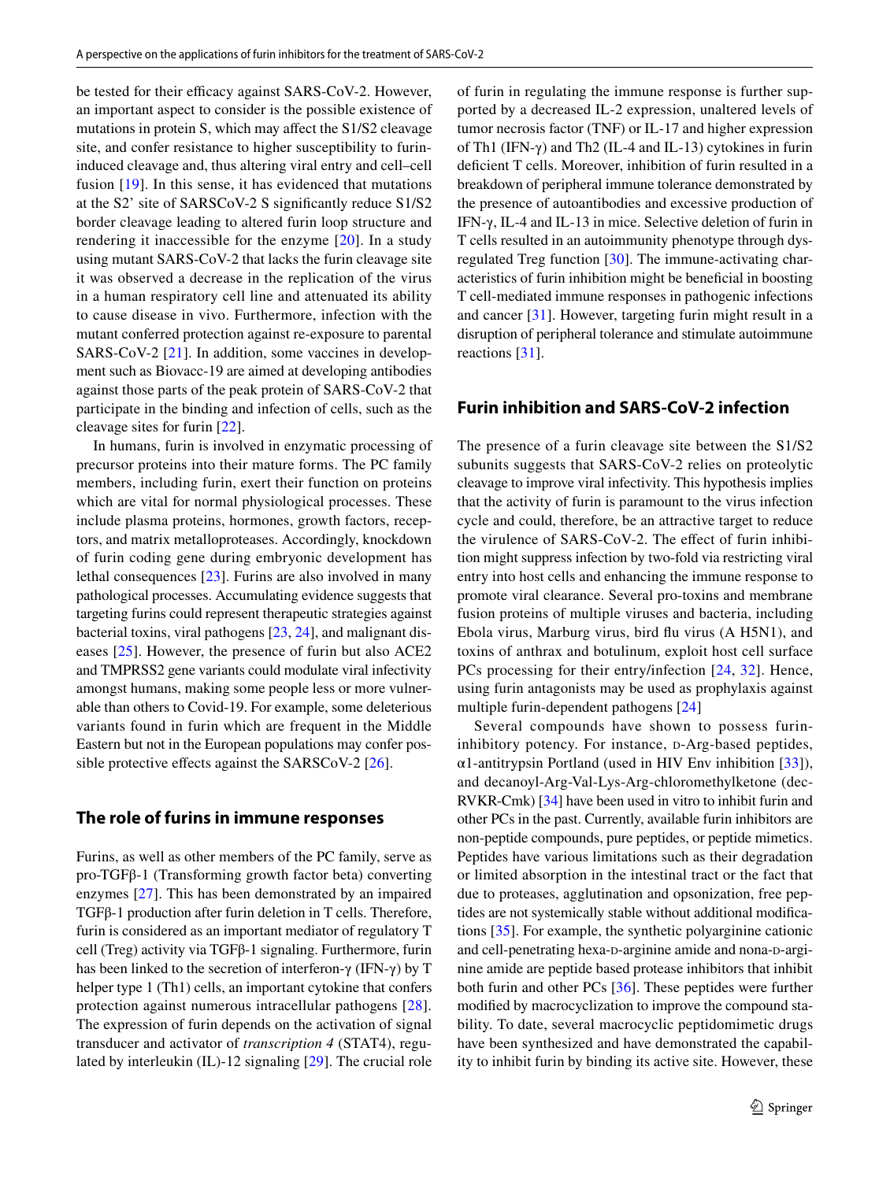be tested for their efficacy against SARS-CoV-2. However, an important aspect to consider is the possible existence of mutations in protein S, which may affect the S1/S2 cleavage site, and confer resistance to higher susceptibility to furin-induced cleavage and, thus altering viral entry and cell–cell fusion [19]. In this sense, it has evidenced that mutations at the S2' site of SARSCoV-2 S significantly reduce S1/S2 border cleavage leading to altered furin loop structure and rendering it inaccessible for the enzyme [20]. In a study using mutant SARS-CoV-2 that lacks the furin cleavage site it was observed a decrease in the replication of the virus in a human respiratory cell line and attenuated its ability to cause disease in vivo. Furthermore, infection with the mutant conferred protection against re-exposure to parental SARS-CoV-2 [21]. In addition, some vaccines in development such as Biovacc-19 are aimed at developing antibodies against those parts of the peak protein of SARS-CoV-2 that participate in the binding and infection of cells, such as the cleavage sites for furin [22].

In humans, furin is involved in enzymatic processing of precursor proteins into their mature forms. The PC family members, including furin, exert their function on proteins which are vital for normal physiological processes. These include plasma proteins, hormones, growth factors, receptors, and matrix metalloproteases. Accordingly, knockdown of furin coding gene during embryonic development has lethal consequences [23]. Furins are also involved in many pathological processes. Accumulating evidence suggests that targeting furins could represent therapeutic strategies against bacterial toxins, viral pathogens [23, 24], and malignant diseases [25]. However, the presence of furin but also ACE2 and TMPRSS2 gene variants could modulate viral infectivity amongst humans, making some people less or more vulnerable than others to Covid-19. For example, some deleterious variants found in furin which are frequent in the Middle Eastern but not in the European populations may confer possible protective effects against the SARSCoV-2 [26].

## The role of furins in immune responses

Furins, as well as other members of the PC family, serve as pro-TGFβ-1 (Transforming growth factor beta) converting enzymes [27]. This has been demonstrated by an impaired TGFβ-1 production after furin deletion in T cells. Therefore, furin is considered as an important mediator of regulatory T cell (Treg) activity via TGFβ-1 signaling. Furthermore, furin has been linked to the secretion of interferon-γ (IFN-γ) by T helper type 1 (Th1) cells, an important cytokine that confers protection against numerous intracellular pathogens [28]. The expression of furin depends on the activation of signal transducer and activator of *transcription 4* (STAT4), regulated by interleukin (IL)-12 signaling [29]. The crucial role of furin in regulating the immune response is further supported by a decreased IL-2 expression, unaltered levels of tumor necrosis factor (TNF) or IL-17 and higher expression of Th1 (IFN-γ) and Th2 (IL-4 and IL-13) cytokines in furin deficient T cells. Moreover, inhibition of furin resulted in a breakdown of peripheral immune tolerance demonstrated by the presence of autoantibodies and excessive production of IFN-γ, IL-4 and IL-13 in mice. Selective deletion of furin in T cells resulted in an autoimmunity phenotype through dysregulated Treg function [30]. The immune-activating characteristics of furin inhibition might be beneficial in boosting T cell-mediated immune responses in pathogenic infections and cancer [31]. However, targeting furin might result in a disruption of peripheral tolerance and stimulate autoimmune reactions [31].

## Furin inhibition and SARS-CoV-2 infection

The presence of a furin cleavage site between the S1/S2 subunits suggests that SARS-CoV-2 relies on proteolytic cleavage to improve viral infectivity. This hypothesis implies that the activity of furin is paramount to the virus infection cycle and could, therefore, be an attractive target to reduce the virulence of SARS-CoV-2. The effect of furin inhibition might suppress infection by two-fold via restricting viral entry into host cells and enhancing the immune response to promote viral clearance. Several pro-toxins and membrane fusion proteins of multiple viruses and bacteria, including Ebola virus, Marburg virus, bird flu virus (A H5N1), and toxins of anthrax and botulinum, exploit host cell surface PCs processing for their entry/infection [24, 32]. Hence, using furin antagonists may be used as prophylaxis against multiple furin-dependent pathogens [24]

Several compounds have shown to possess furin-inhibitory potency. For instance, D-Arg-based peptides, α1-antitrypsin Portland (used in HIV Env inhibition [33]), and decanoyl-Arg-Val-Lys-Arg-chloromethylketone (dec-RVKR-Cmk) [34] have been used in vitro to inhibit furin and other PCs in the past. Currently, available furin inhibitors are non-peptide compounds, pure peptides, or peptide mimetics. Peptides have various limitations such as their degradation or limited absorption in the intestinal tract or the fact that due to proteases, agglutination and opsonization, free peptides are not systemically stable without additional modifications [35]. For example, the synthetic polyarginine cationic and cell-penetrating hexa-D-arginine amide and nona-D-arginine amide are peptide based protease inhibitors that inhibit both furin and other PCs [36]. These peptides were further modified by macrocyclization to improve the compound stability. To date, several macrocyclic peptidomimetic drugs have been synthesized and have demonstrated the capability to inhibit furin by binding its active site. However, these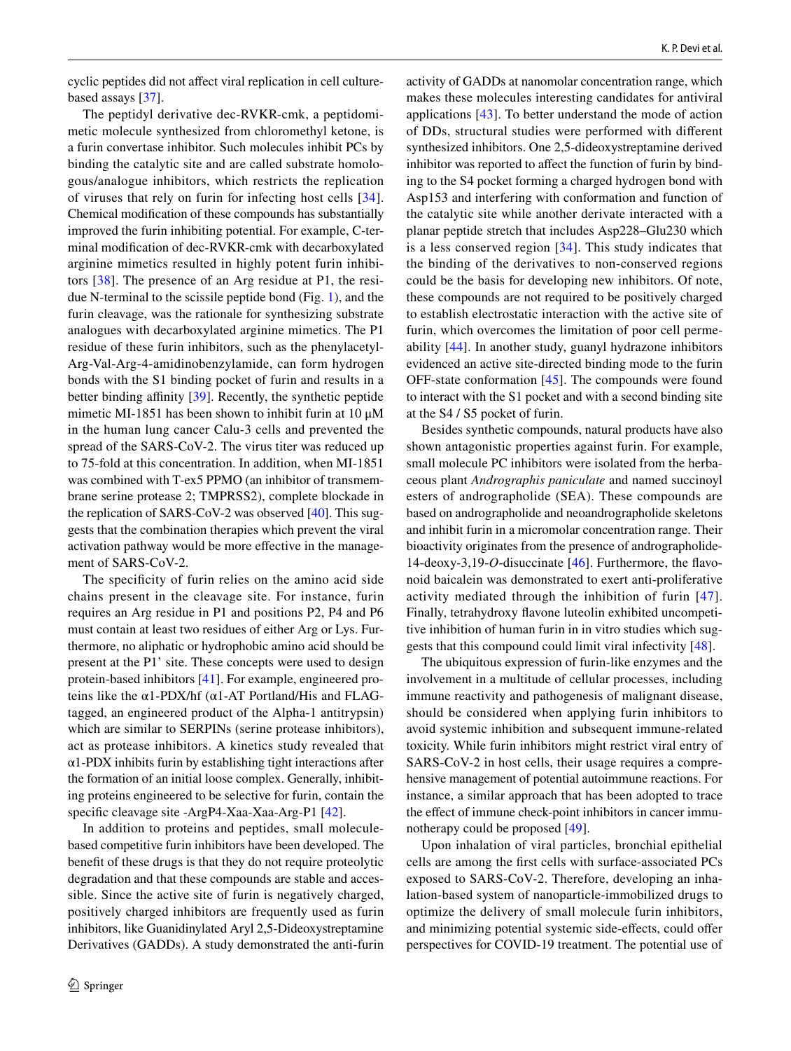cyclic peptides did not affect viral replication in cell culture-based assays [37].

The peptidyl derivative dec-RVKR-cmk, a peptidomimetic molecule synthesized from chloromethyl ketone, is a furin convertase inhibitor. Such molecules inhibit PCs by binding the catalytic site and are called substrate homologous/analogue inhibitors, which restricts the replication of viruses that rely on furin for infecting host cells [34]. Chemical modification of these compounds has substantially improved the furin inhibiting potential. For example, C-terminal modification of dec-RVKR-cmk with decarboxylated arginine mimetics resulted in highly potent furin inhibitors [38]. The presence of an Arg residue at P1, the residue N-terminal to the scissile peptide bond (Fig. 1), and the furin cleavage, was the rationale for synthesizing substrate analogues with decarboxylated arginine mimetics. The P1 residue of these furin inhibitors, such as the phenylacetyl-Arg-Val-Arg-4-amidinobenzylamide, can form hydrogen bonds with the S1 binding pocket of furin and results in a better binding affinity [39]. Recently, the synthetic peptide mimetic MI-1851 has been shown to inhibit furin at 10 µM in the human lung cancer Calu-3 cells and prevented the spread of the SARS-CoV-2. The virus titer was reduced up to 75-fold at this concentration. In addition, when MI-1851 was combined with T-ex5 PPMO (an inhibitor of transmembrane serine protease 2; TMPRSS2), complete blockade in the replication of SARS-CoV-2 was observed [40]. This suggests that the combination therapies which prevent the viral activation pathway would be more effective in the management of SARS-CoV-2.

The specificity of furin relies on the amino acid side chains present in the cleavage site. For instance, furin requires an Arg residue in P1 and positions P2, P4 and P6 must contain at least two residues of either Arg or Lys. Furthermore, no aliphatic or hydrophobic amino acid should be present at the P1' site. These concepts were used to design protein-based inhibitors [41]. For example, engineered proteins like the α1-PDX/hf (α1-AT Portland/His and FLAG-tagged, an engineered product of the Alpha-1 antitrypsin) which are similar to SERPINs (serine protease inhibitors), act as protease inhibitors. A kinetics study revealed that α1-PDX inhibits furin by establishing tight interactions after the formation of an initial loose complex. Generally, inhibiting proteins engineered to be selective for furin, contain the specific cleavage site -ArgP4-Xaa-Xaa-Arg-P1 [42].

In addition to proteins and peptides, small molecule-based competitive furin inhibitors have been developed. The benefit of these drugs is that they do not require proteolytic degradation and that these compounds are stable and accessible. Since the active site of furin is negatively charged, positively charged inhibitors are frequently used as furin inhibitors, like Guanidinylated Aryl 2,5-Dideoxystreptamine Derivatives (GADDs). A study demonstrated the anti-furin activity of GADDs at nanomolar concentration range, which makes these molecules interesting candidates for antiviral applications [43]. To better understand the mode of action of DDs, structural studies were performed with different synthesized inhibitors. One 2,5-dideoxystreptamine derived inhibitor was reported to affect the function of furin by binding to the S4 pocket forming a charged hydrogen bond with Asp153 and interfering with conformation and function of the catalytic site while another derivate interacted with a planar peptide stretch that includes Asp228–Glu230 which is a less conserved region [34]. This study indicates that the binding of the derivatives to non-conserved regions could be the basis for developing new inhibitors. Of note, these compounds are not required to be positively charged to establish electrostatic interaction with the active site of furin, which overcomes the limitation of poor cell permeability [44]. In another study, guanyl hydrazone inhibitors evidenced an active site-directed binding mode to the furin OFF-state conformation [45]. The compounds were found to interact with the S1 pocket and with a second binding site at the S4 / S5 pocket of furin.

Besides synthetic compounds, natural products have also shown antagonistic properties against furin. For example, small molecule PC inhibitors were isolated from the herbaceous plant *Andrographis paniculate* and named succinoyl esters of andrographolide (SEA). These compounds are based on andrographolide and neoandrographolide skeletons and inhibit furin in a micromolar concentration range. Their bioactivity originates from the presence of andrographolide-14-deoxy-3,19-*O*-disuccinate [46]. Furthermore, the flavonoid baicalein was demonstrated to exert anti-proliferative activity mediated through the inhibition of furin [47]. Finally, tetrahydroxy flavone luteolin exhibited uncompetitive inhibition of human furin in in vitro studies which suggests that this compound could limit viral infectivity [48].

The ubiquitous expression of furin-like enzymes and the involvement in a multitude of cellular processes, including immune reactivity and pathogenesis of malignant disease, should be considered when applying furin inhibitors to avoid systemic inhibition and subsequent immune-related toxicity. While furin inhibitors might restrict viral entry of SARS-CoV-2 in host cells, their usage requires a comprehensive management of potential autoimmune reactions. For instance, a similar approach that has been adopted to trace the effect of immune check-point inhibitors in cancer immunotherapy could be proposed [49].

Upon inhalation of viral particles, bronchial epithelial cells are among the first cells with surface-associated PCs exposed to SARS-CoV-2. Therefore, developing an inhalation-based system of nanoparticle-immobilized drugs to optimize the delivery of small molecule furin inhibitors, and minimizing potential systemic side-effects, could offer perspectives for COVID-19 treatment. The potential use of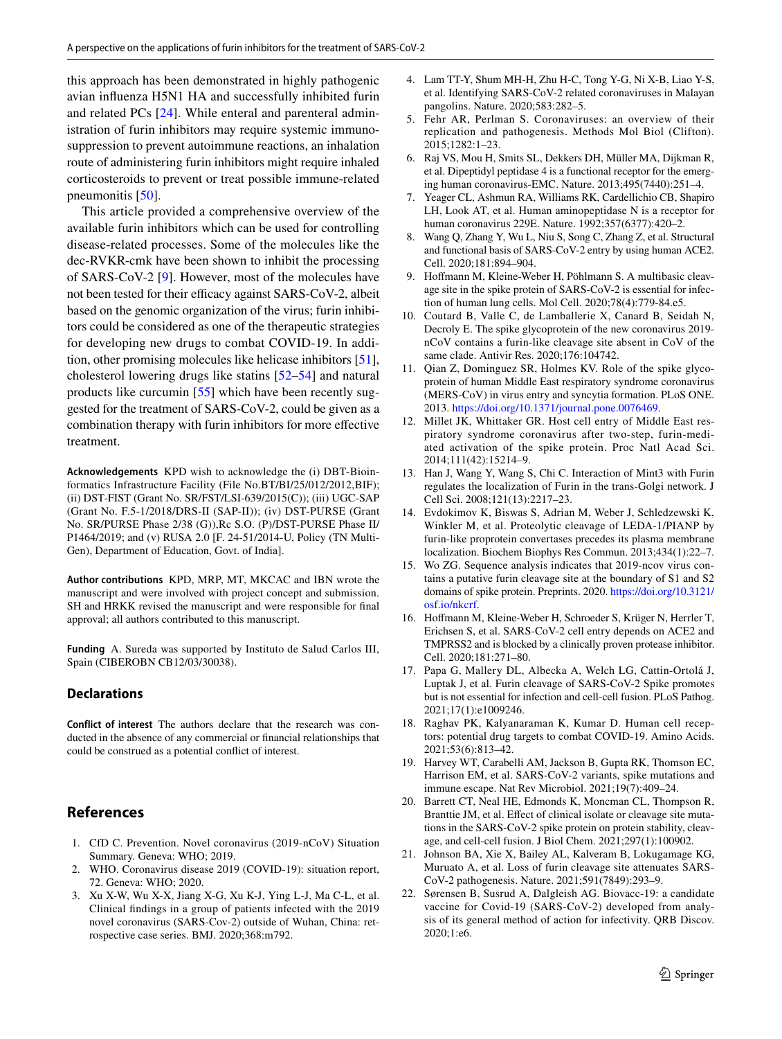this approach has been demonstrated in highly pathogenic avian influenza H5N1 HA and successfully inhibited furin and related PCs [24]. While enteral and parenteral administration of furin inhibitors may require systemic immunosuppression to prevent autoimmune reactions, an inhalation route of administering furin inhibitors might require inhaled corticosteroids to prevent or treat possible immune-related pneumonitis [50].

This article provided a comprehensive overview of the available furin inhibitors which can be used for controlling disease-related processes. Some of the molecules like the dec-RVKR-cmk have been shown to inhibit the processing of SARS-CoV-2 [9]. However, most of the molecules have not been tested for their efficacy against SARS-CoV-2, albeit based on the genomic organization of the virus; furin inhibitors could be considered as one of the therapeutic strategies for developing new drugs to combat COVID-19. In addition, other promising molecules like helicase inhibitors [51], cholesterol lowering drugs like statins [52–54] and natural products like curcumin [55] which have been recently suggested for the treatment of SARS-CoV-2, could be given as a combination therapy with furin inhibitors for more effective treatment.

**Acknowledgements** KPD wish to acknowledge the (i) DBT-Bioinformatics Infrastructure Facility (File No.BT/BI/25/012/2012,BIF); (ii) DST-FIST (Grant No. SR/FST/LSI-639/2015(C)); (iii) UGC-SAP (Grant No. F.5-1/2018/DRS-II (SAP-II)); (iv) DST-PURSE (Grant No. SR/PURSE Phase 2/38 (G)),Rc S.O. (P)/DST-PURSE Phase II/P1464/2019; and (v) RUSA 2.0 [F. 24-51/2014-U, Policy (TN Multi-Gen), Department of Education, Govt. of India].

**Author contributions** KPD, MRP, MT, MKCAC and IBN wrote the manuscript and were involved with project concept and submission. SH and HRKK revised the manuscript and were responsible for final approval; all authors contributed to this manuscript.

**Funding** A. Sureda was supported by Instituto de Salud Carlos III, Spain (CIBEROBN CB12/03/30038).

## Declarations

**Conflict of interest** The authors declare that the research was conducted in the absence of any commercial or financial relationships that could be construed as a potential conflict of interest.

## References

1. CfD C. Prevention. Novel coronavirus (2019-nCoV) Situation Summary. Geneva: WHO; 2019.
2. WHO. Coronavirus disease 2019 (COVID-19): situation report, 72. Geneva: WHO; 2020.
3. Xu X-W, Wu X-X, Jiang X-G, Xu K-J, Ying L-J, Ma C-L, et al. Clinical findings in a group of patients infected with the 2019 novel coronavirus (SARS-Cov-2) outside of Wuhan, China: retrospective case series. BMJ. 2020;368:m792.
4. Lam TT-Y, Shum MH-H, Zhu H-C, Tong Y-G, Ni X-B, Liao Y-S, et al. Identifying SARS-CoV-2 related coronaviruses in Malayan pangolins. Nature. 2020;583:282–5.
5. Fehr AR, Perlman S. Coronaviruses: an overview of their replication and pathogenesis. Methods Mol Biol (Clifton). 2015;1282:1–23.
6. Raj VS, Mou H, Smits SL, Dekkers DH, Müller MA, Dijkman R, et al. Dipeptidyl peptidase 4 is a functional receptor for the emerging human coronavirus-EMC. Nature. 2013;495(7440):251–4.
7. Yeager CL, Ashmun RA, Williams RK, Cardellichio CB, Shapiro LH, Look AT, et al. Human aminopeptidase N is a receptor for human coronavirus 229E. Nature. 1992;357(6377):420–2.
8. Wang Q, Zhang Y, Wu L, Niu S, Song C, Zhang Z, et al. Structural and functional basis of SARS-CoV-2 entry by using human ACE2. Cell. 2020;181:894–904.
9. Hoffmann M, Kleine-Weber H, Pöhlmann S. A multibasic cleavage site in the spike protein of SARS-CoV-2 is essential for infection of human lung cells. Mol Cell. 2020;78(4):779-84.e5.
10. Coutard B, Valle C, de Lamballerie X, Canard B, Seidah N, Decroly E. The spike glycoprotein of the new coronavirus 2019-nCoV contains a furin-like cleavage site absent in CoV of the same clade. Antivir Res. 2020;176:104742.
11. Qian Z, Dominguez SR, Holmes KV. Role of the spike glycoprotein of human Middle East respiratory syndrome coronavirus (MERS-CoV) in virus entry and syncytia formation. PLoS ONE. 2013. https://doi.org/10.1371/journal.pone.0076469.
12. Millet JK, Whittaker GR. Host cell entry of Middle East respiratory syndrome coronavirus after two-step, furin-mediated activation of the spike protein. Proc Natl Acad Sci. 2014;111(42):15214–9.
13. Han J, Wang Y, Wang S, Chi C. Interaction of Mint3 with Furin regulates the localization of Furin in the trans-Golgi network. J Cell Sci. 2008;121(13):2217–23.
14. Evdokimov K, Biswas S, Adrian M, Weber J, Schledzewski K, Winkler M, et al. Proteolytic cleavage of LEDA-1/PIANP by furin-like proprotein convertases precedes its plasma membrane localization. Biochem Biophys Res Commun. 2013;434(1):22–7.
15. Wo ZG. Sequence analysis indicates that 2019-ncov virus contains a putative furin cleavage site at the boundary of S1 and S2 domains of spike protein. Preprints. 2020. https://doi.org/10.3121/osf.io/nkcrf.
16. Hoffmann M, Kleine-Weber H, Schroeder S, Krüger N, Herrler T, Erichsen S, et al. SARS-CoV-2 cell entry depends on ACE2 and TMPRSS2 and is blocked by a clinically proven protease inhibitor. Cell. 2020;181:271–80.
17. Papa G, Mallery DL, Albecka A, Welch LG, Cattin-Ortolá J, Luptak J, et al. Furin cleavage of SARS-CoV-2 Spike promotes but is not essential for infection and cell-cell fusion. PLoS Pathog. 2021;17(1):e1009246.
18. Raghav PK, Kalyanaraman K, Kumar D. Human cell receptors: potential drug targets to combat COVID-19. Amino Acids. 2021;53(6):813–42.
19. Harvey WT, Carabelli AM, Jackson B, Gupta RK, Thomson EC, Harrison EM, et al. SARS-CoV-2 variants, spike mutations and immune escape. Nat Rev Microbiol. 2021;19(7):409–24.
20. Barrett CT, Neal HE, Edmonds K, Moncman CL, Thompson R, Branttie JM, et al. Effect of clinical isolate or cleavage site mutations in the SARS-CoV-2 spike protein on protein stability, cleavage, and cell-cell fusion. J Biol Chem. 2021;297(1):100902.
21. Johnson BA, Xie X, Bailey AL, Kalveram B, Lokugamage KG, Muruato A, et al. Loss of furin cleavage site attenuates SARS-CoV-2 pathogenesis. Nature. 2021;591(7849):293–9.
22. Sørensen B, Susrud A, Dalgleish AG. Biovacc-19: a candidate vaccine for Covid-19 (SARS-CoV-2) developed from analysis of its general method of action for infectivity. QRB Discov. 2020;1:e6.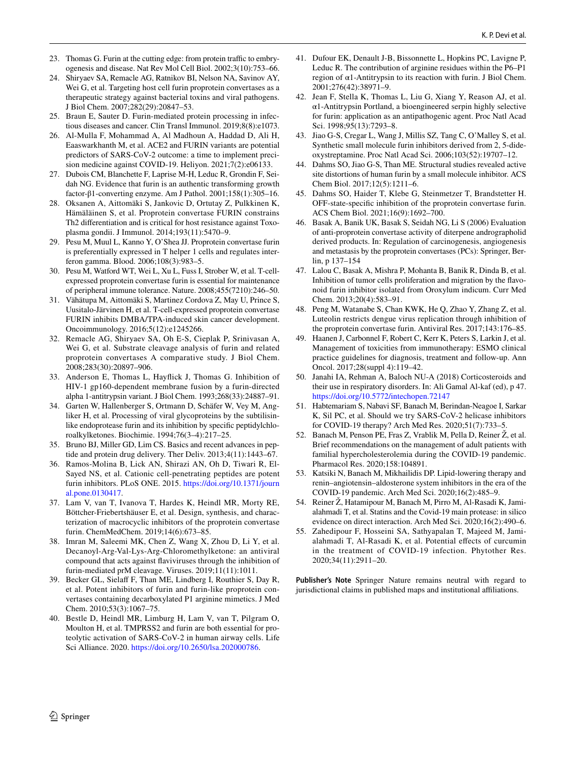23. Thomas G. Furin at the cutting edge: from protein traffic to embryogenesis and disease. Nat Rev Mol Cell Biol. 2002;3(10):753–66.
24. Shiryaev SA, Remacle AG, Ratnikov BI, Nelson NA, Savinov AY, Wei G, et al. Targeting host cell furin proprotein convertases as a therapeutic strategy against bacterial toxins and viral pathogens. J Biol Chem. 2007;282(29):20847–53.
25. Braun E, Sauter D. Furin-mediated protein processing in infectious diseases and cancer. Clin Transl Immunol. 2019;8(8):e1073.
26. Al-Mulla F, Mohammad A, Al Madhoun A, Haddad D, Ali H, Eaaswarkhanth M, et al. ACE2 and FURIN variants are potential predictors of SARS-CoV-2 outcome: a time to implement precision medicine against COVID-19. Heliyon. 2021;7(2):e06133.
27. Dubois CM, Blanchette F, Laprise M-H, Leduc R, Grondin F, Seidah NG. Evidence that furin is an authentic transforming growth factor-β1-converting enzyme. Am J Pathol. 2001;158(1):305–16.
28. Oksanen A, Aittomäki S, Jankovic D, Ortutay Z, Pulkkinen K, Hämäläinen S, et al. Proprotein convertase FURIN constrains Th2 differentiation and is critical for host resistance against Toxoplasma gondii. J Immunol. 2014;193(11):5470–9.
29. Pesu M, Muul L, Kanno Y, O'Shea JJ. Proprotein convertase furin is preferentially expressed in T helper 1 cells and regulates interferon gamma. Blood. 2006;108(3):983–5.
30. Pesu M, Watford WT, Wei L, Xu L, Fuss I, Strober W, et al. T-cell-expressed proprotein convertase furin is essential for maintenance of peripheral immune tolerance. Nature. 2008;455(7210):246–50.
31. Vähätupa M, Aittomäki S, Martinez Cordova Z, May U, Prince S, Uusitalo-Järvinen H, et al. T-cell-expressed proprotein convertase FURIN inhibits DMBA/TPA-induced skin cancer development. Oncoimmunology. 2016;5(12):e1245266.
32. Remacle AG, Shiryaev SA, Oh E-S, Cieplak P, Srinivasan A, Wei G, et al. Substrate cleavage analysis of furin and related proprotein convertases A comparative study. J Biol Chem. 2008;283(30):20897–906.
33. Anderson E, Thomas L, Hayflick J, Thomas G. Inhibition of HIV-1 gp160-dependent membrane fusion by a furin-directed alpha 1-antitrypsin variant. J Biol Chem. 1993;268(33):24887–91.
34. Garten W, Hallenberger S, Ortmann D, Schäfer W, Vey M, Angliker H, et al. Processing of viral glycoproteins by the subtilisin-like endoprotease furin and its inhibition by specific peptidylchloroalkylketones. Biochimie. 1994;76(3–4):217–25.
35. Bruno BJ, Miller GD, Lim CS. Basics and recent advances in peptide and protein drug delivery. Ther Deliv. 2013;4(11):1443–67.
36. Ramos-Molina B, Lick AN, Shirazi AN, Oh D, Tiwari R, El-Sayed NS, et al. Cationic cell-penetrating peptides are potent furin inhibitors. PLoS ONE. 2015. https://doi.org/10.1371/journal.pone.0130417.
37. Lam V, van T, Ivanova T, Hardes K, Heindl MR, Morty RE, Böttcher-Friebertshäuser E, et al. Design, synthesis, and characterization of macrocyclic inhibitors of the proprotein convertase furin. ChemMedChem. 2019;14(6):673–85.
38. Imran M, Saleemi MK, Chen Z, Wang X, Zhou D, Li Y, et al. Decanoyl-Arg-Val-Lys-Arg-Chloromethylketone: an antiviral compound that acts against flaviviruses through the inhibition of furin-mediated prM cleavage. Viruses. 2019;11(11):1011.
39. Becker GL, Sielaff F, Than ME, Lindberg I, Routhier S, Day R, et al. Potent inhibitors of furin and furin-like proprotein convertases containing decarboxylated P1 arginine mimetics. J Med Chem. 2010;53(3):1067–75.
40. Bestle D, Heindl MR, Limburg H, Lam V, van T, Pilgram O, Moulton H, et al. TMPRSS2 and furin are both essential for proteolytic activation of SARS-CoV-2 in human airway cells. Life Sci Alliance. 2020. https://doi.org/10.2650/lsa.202000786.
41. Dufour EK, Denault J-B, Bissonnette L, Hopkins PC, Lavigne P, Leduc R. The contribution of arginine residues within the P6–P1 region of α1-Antitrypsin to its reaction with furin. J Biol Chem. 2001;276(42):38971–9.
42. Jean F, Stella K, Thomas L, Liu G, Xiang Y, Reason AJ, et al. α1-Antitrypsin Portland, a bioengineered serpin highly selective for furin: application as an antipathogenic agent. Proc Natl Acad Sci. 1998;95(13):7293–8.
43. Jiao G-S, Cregar L, Wang J, Millis SZ, Tang C, O'Malley S, et al. Synthetic small molecule furin inhibitors derived from 2, 5-dideoxystreptamine. Proc Natl Acad Sci. 2006;103(52):19707–12.
44. Dahms SO, Jiao G-S, Than ME. Structural studies revealed active site distortions of human furin by a small molecule inhibitor. ACS Chem Biol. 2017;12(5):1211–6.
45. Dahms SO, Haider T, Klebe G, Steinmetzer T, Brandstetter H. OFF-state-specific inhibition of the proprotein convertase furin. ACS Chem Biol. 2021;16(9):1692–700.
46. Basak A, Banik UK, Basak S, Seidah NG, Li S (2006) Evaluation of anti-proprotein convertase activity of diterpene andrographolid derived products. In: Regulation of carcinogenesis, angiogenesis and metastasis by the proprotein convertases (PCs): Springer, Berlin, p 137–154
47. Lalou C, Basak A, Mishra P, Mohanta B, Banik R, Dinda B, et al. Inhibition of tumor cells proliferation and migration by the flavonoid furin inhibitor isolated from Oroxylum indicum. Curr Med Chem. 2013;20(4):583–91.
48. Peng M, Watanabe S, Chan KWK, He Q, Zhao Y, Zhang Z, et al. Luteolin restricts dengue virus replication through inhibition of the proprotein convertase furin. Antiviral Res. 2017;143:176–85.
49. Haanen J, Carbonnel F, Robert C, Kerr K, Peters S, Larkin J, et al. Management of toxicities from immunotherapy: ESMO clinical practice guidelines for diagnosis, treatment and follow-up. Ann Oncol. 2017;28(suppl 4):119–42.
50. Janahi IA, Rehman A, Baloch NU-A (2018) Corticosteroids and their use in respiratory disorders. In: Ali Gamal Al-kaf (ed), p 47. https://doi.org/10.5772/intechopen.72147
51. Habtemariam S, Nabavi SF, Banach M, Berindan-Neagoe I, Sarkar K, Sil PC, et al. Should we try SARS-CoV-2 helicase inhibitors for COVID-19 therapy? Arch Med Res. 2020;51(7):733–5.
52. Banach M, Penson PE, Fras Z, Vrablik M, Pella D, Reiner Ž, et al. Brief recommendations on the management of adult patients with familial hypercholesterolemia during the COVID-19 pandemic. Pharmacol Res. 2020;158:104891.
53. Katsiki N, Banach M, Mikhailidis DP. Lipid-lowering therapy and renin–angiotensin–aldosterone system inhibitors in the era of the COVID-19 pandemic. Arch Med Sci. 2020;16(2):485–9.
54. Reiner Ž, Hatamipour M, Banach M, Pirro M, Al-Rasadi K, Jamialahmadi T, et al. Statins and the Covid-19 main protease: in silico evidence on direct interaction. Arch Med Sci. 2020;16(2):490–6.
55. Zahedipour F, Hosseini SA, Sathyapalan T, Majeed M, Jamialahmadi T, Al-Rasadi K, et al. Potential effects of curcumin in the treatment of COVID-19 infection. Phytother Res. 2020;34(11):2911–20.

**Publisher's Note** Springer Nature remains neutral with regard to jurisdictional claims in published maps and institutional affiliations.